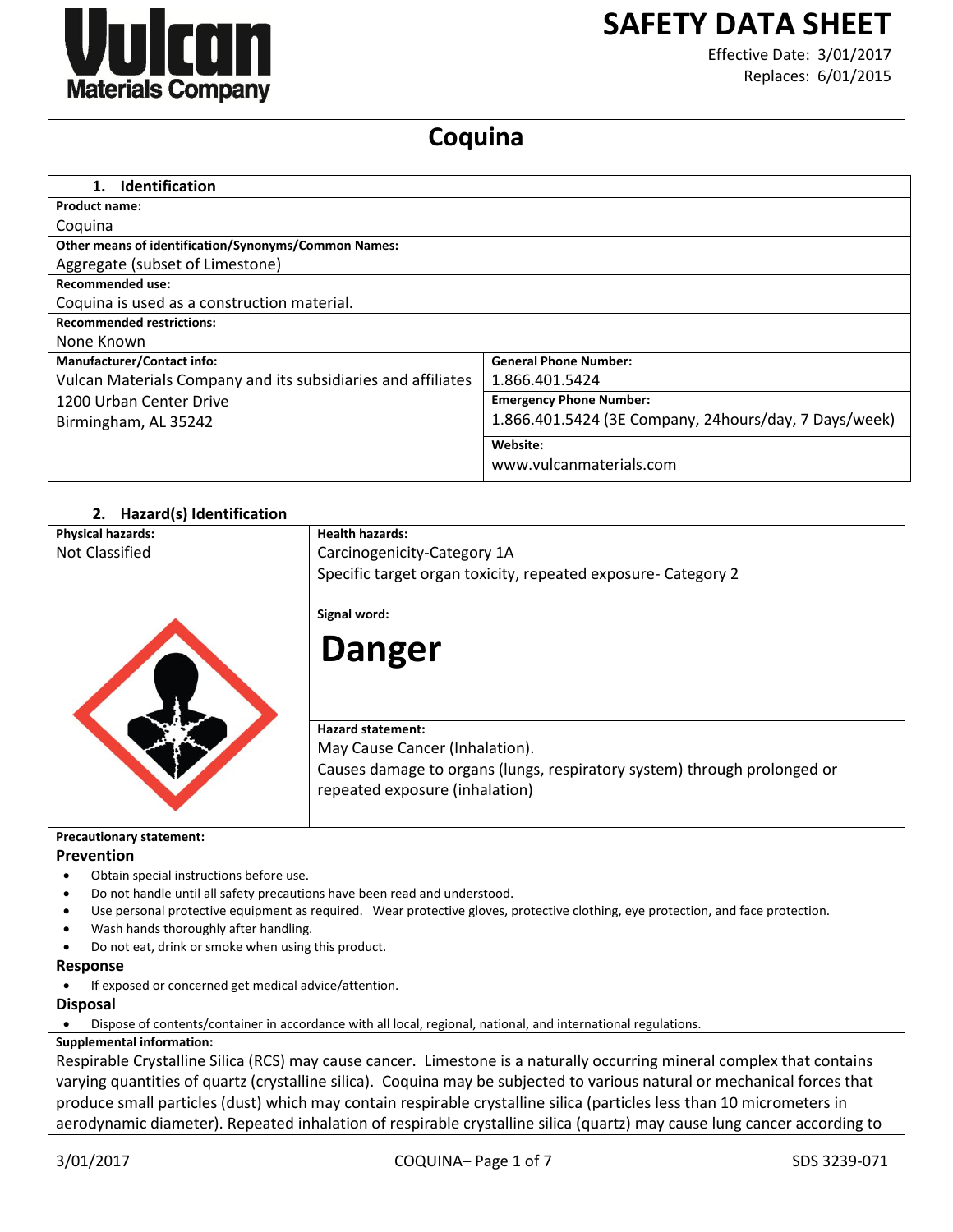# SAFETY DATA SHEET

Effective Date: 3/01/2017
Replaces: 6/01/2015

# Coquina

## 1. Identification

**Product name:**
Coquina

**Other means of identification/Synonyms/Common Names:**
Aggregate (subset of Limestone)

**Recommended use:**
Coquina is used as a construction material.

**Recommended restrictions:**
None Known

| **Manufacturer/Contact info:** | **General Phone Number:** |
|---|---|
| Vulcan Materials Company and its subsidiaries and affiliates | 1.866.401.5424 |
| 1200 Urban Center Drive<br>Birmingham, AL 35242 | **Emergency Phone Number:**<br>1.866.401.5424 (3E Company, 24hours/day, 7 Days/week) |
| | **Website:**<br>www.vulcanmaterials.com |

## 2. Hazard(s) Identification

| **Physical hazards:** | **Health hazards:** |
|---|---|
| Not Classified | Carcinogenicity-Category 1A<br>Specific target organ toxicity, repeated exposure- Category 2 |

**Signal word:**

**Danger**

**Hazard statement:**
May Cause Cancer (Inhalation).
Causes damage to organs (lungs, respiratory system) through prolonged or repeated exposure (inhalation)

**Precautionary statement:**

### Prevention

- Obtain special instructions before use.
- Do not handle until all safety precautions have been read and understood.
- Use personal protective equipment as required. Wear protective gloves, protective clothing, eye protection, and face protection.
- Wash hands thoroughly after handling.
- Do not eat, drink or smoke when using this product.

### Response

- If exposed or concerned get medical advice/attention.

### Disposal

- Dispose of contents/container in accordance with all local, regional, national, and international regulations.

**Supplemental information:**
Respirable Crystalline Silica (RCS) may cause cancer. Limestone is a naturally occurring mineral complex that contains varying quantities of quartz (crystalline silica). Coquina may be subjected to various natural or mechanical forces that produce small particles (dust) which may contain respirable crystalline silica (particles less than 10 micrometers in aerodynamic diameter). Repeated inhalation of respirable crystalline silica (quartz) may cause lung cancer according to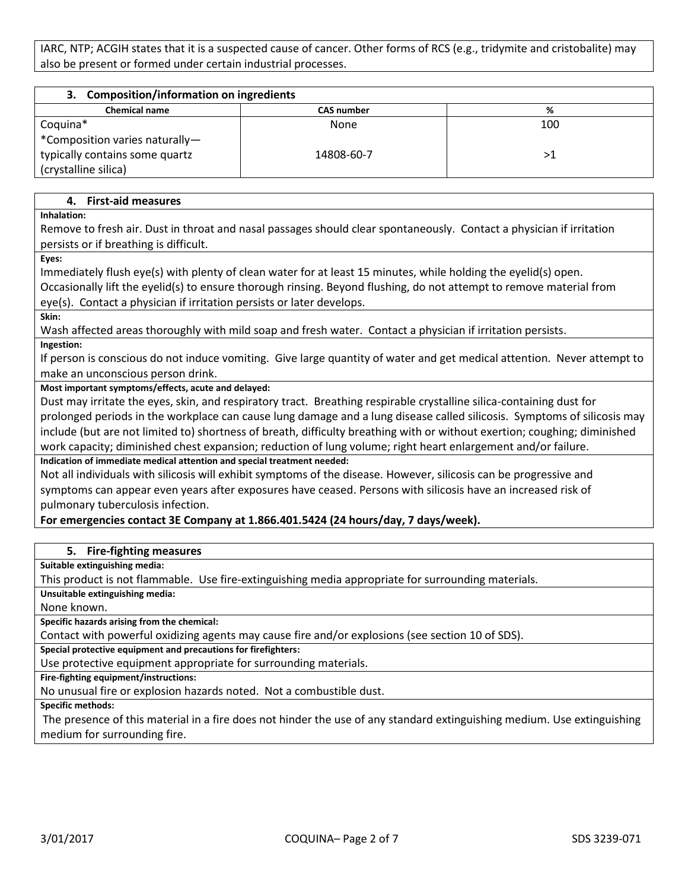IARC, NTP; ACGIH states that it is a suspected cause of cancer. Other forms of RCS (e.g., tridymite and cristobalite) may also be present or formed under certain industrial processes.

## 3. Composition/information on ingredients

| Chemical name | CAS number | % |
|---|---|---|
| Coquina* | None | 100 |
| *Composition varies naturally—typically contains some quartz (crystalline silica) | 14808-60-7 | >1 |

## 4. First-aid measures

**Inhalation:**

Remove to fresh air. Dust in throat and nasal passages should clear spontaneously. Contact a physician if irritation persists or if breathing is difficult.

**Eyes:**

Immediately flush eye(s) with plenty of clean water for at least 15 minutes, while holding the eyelid(s) open. Occasionally lift the eyelid(s) to ensure thorough rinsing. Beyond flushing, do not attempt to remove material from eye(s). Contact a physician if irritation persists or later develops.

**Skin:**

Wash affected areas thoroughly with mild soap and fresh water. Contact a physician if irritation persists.

**Ingestion:**

If person is conscious do not induce vomiting. Give large quantity of water and get medical attention. Never attempt to make an unconscious person drink.

**Most important symptoms/effects, acute and delayed:**

Dust may irritate the eyes, skin, and respiratory tract. Breathing respirable crystalline silica-containing dust for prolonged periods in the workplace can cause lung damage and a lung disease called silicosis. Symptoms of silicosis may include (but are not limited to) shortness of breath, difficulty breathing with or without exertion; coughing; diminished work capacity; diminished chest expansion; reduction of lung volume; right heart enlargement and/or failure.

**Indication of immediate medical attention and special treatment needed:**

Not all individuals with silicosis will exhibit symptoms of the disease. However, silicosis can be progressive and symptoms can appear even years after exposures have ceased. Persons with silicosis have an increased risk of pulmonary tuberculosis infection.

**For emergencies contact 3E Company at 1.866.401.5424 (24 hours/day, 7 days/week).**

## 5. Fire-fighting measures

**Suitable extinguishing media:**

This product is not flammable. Use fire-extinguishing media appropriate for surrounding materials.

**Unsuitable extinguishing media:**

None known.

**Specific hazards arising from the chemical:**

Contact with powerful oxidizing agents may cause fire and/or explosions (see section 10 of SDS).

**Special protective equipment and precautions for firefighters:**

Use protective equipment appropriate for surrounding materials.

**Fire-fighting equipment/instructions:**

No unusual fire or explosion hazards noted. Not a combustible dust.

**Specific methods:**

The presence of this material in a fire does not hinder the use of any standard extinguishing medium. Use extinguishing medium for surrounding fire.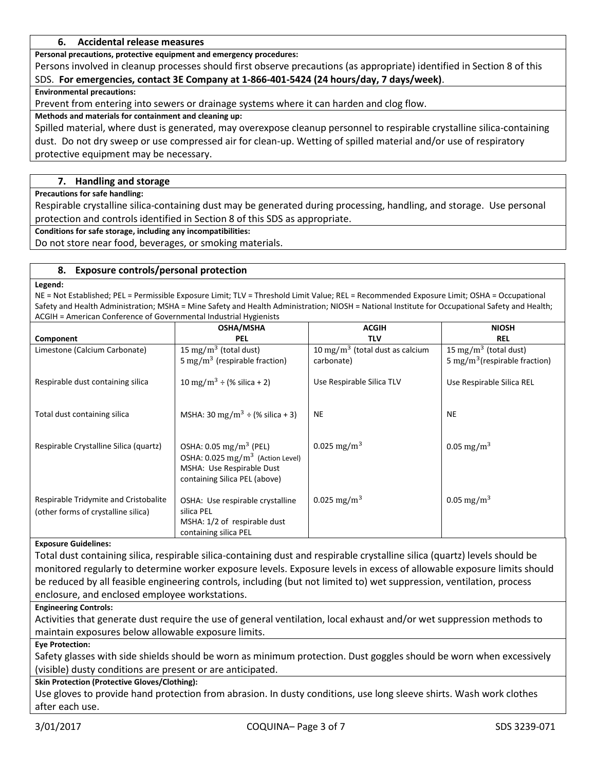## 6. Accidental release measures

**Personal precautions, protective equipment and emergency procedures:**

Persons involved in cleanup processes should first observe precautions (as appropriate) identified in Section 8 of this SDS. **For emergencies, contact 3E Company at 1-866-401-5424 (24 hours/day, 7 days/week)**.

**Environmental precautions:**

Prevent from entering into sewers or drainage systems where it can harden and clog flow.

**Methods and materials for containment and cleaning up:**

Spilled material, where dust is generated, may overexpose cleanup personnel to respirable crystalline silica-containing dust. Do not dry sweep or use compressed air for clean-up. Wetting of spilled material and/or use of respiratory protective equipment may be necessary.

## 7. Handling and storage

**Precautions for safe handling:**

Respirable crystalline silica-containing dust may be generated during processing, handling, and storage. Use personal protection and controls identified in Section 8 of this SDS as appropriate.

**Conditions for safe storage, including any incompatibilities:**

Do not store near food, beverages, or smoking materials.

## 8. Exposure controls/personal protection

**Legend:**

NE = Not Established; PEL = Permissible Exposure Limit; TLV = Threshold Limit Value; REL = Recommended Exposure Limit; OSHA = Occupational Safety and Health Administration; MSHA = Mine Safety and Health Administration; NIOSH = National Institute for Occupational Safety and Health; ACGIH = American Conference of Governmental Industrial Hygienists

| Component | OSHA/MSHA PEL | ACGIH TLV | NIOSH REL |
|---|---|---|---|
| Limestone (Calcium Carbonate) | 15 $mg/m^3$ (total dust)<br>5 $mg/m^3$ (respirable fraction) | 10 $mg/m^3$ (total dust as calcium carbonate) | 15 $mg/m^3$ (total dust)<br>5 $mg/m^3$(respirable fraction) |
| Respirable dust containing silica | 10 $mg/m^3$ ÷ (% silica + 2) | Use Respirable Silica TLV | Use Respirable Silica REL |
| Total dust containing silica | MSHA: 30 $mg/m^3$ ÷ (% silica + 3) | NE | NE |
| Respirable Crystalline Silica (quartz) | OSHA: 0.05 $mg/m^3$ (PEL)<br>OSHA: 0.025 $mg/m^3$ (Action Level)<br>MSHA: Use Respirable Dust containing Silica PEL (above) | 0.025 $mg/m^3$ | 0.05 $mg/m^3$ |
| Respirable Tridymite and Cristobalite (other forms of crystalline silica) | OSHA: Use respirable crystalline silica PEL<br>MSHA: 1/2 of respirable dust containing silica PEL | 0.025 $mg/m^3$ | 0.05 $mg/m^3$ |

**Exposure Guidelines:**

Total dust containing silica, respirable silica-containing dust and respirable crystalline silica (quartz) levels should be monitored regularly to determine worker exposure levels. Exposure levels in excess of allowable exposure limits should be reduced by all feasible engineering controls, including (but not limited to) wet suppression, ventilation, process enclosure, and enclosed employee workstations.

**Engineering Controls:**

Activities that generate dust require the use of general ventilation, local exhaust and/or wet suppression methods to maintain exposures below allowable exposure limits.

**Eye Protection:**

Safety glasses with side shields should be worn as minimum protection. Dust goggles should be worn when excessively (visible) dusty conditions are present or are anticipated.

**Skin Protection (Protective Gloves/Clothing):**

Use gloves to provide hand protection from abrasion. In dusty conditions, use long sleeve shirts. Wash work clothes after each use.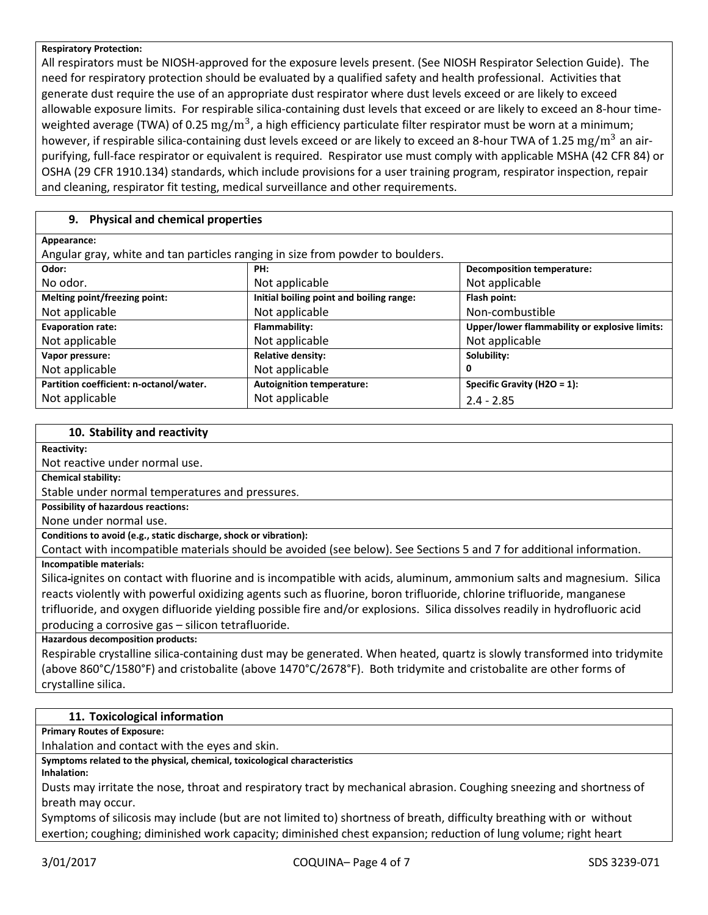**Respiratory Protection:**

All respirators must be NIOSH-approved for the exposure levels present. (See NIOSH Respirator Selection Guide). The need for respiratory protection should be evaluated by a qualified safety and health professional. Activities that generate dust require the use of an appropriate dust respirator where dust levels exceed or are likely to exceed allowable exposure limits. For respirable silica-containing dust levels that exceed or are likely to exceed an 8-hour time-weighted average (TWA) of 0.25 $mg/m^3$, a high efficiency particulate filter respirator must be worn at a minimum; however, if respirable silica-containing dust levels exceed or are likely to exceed an 8-hour TWA of 1.25 $mg/m^3$ an air-purifying, full-face respirator or equivalent is required. Respirator use must comply with applicable MSHA (42 CFR 84) or OSHA (29 CFR 1910.134) standards, which include provisions for a user training program, respirator inspection, repair and cleaning, respirator fit testing, medical surveillance and other requirements.

## 9. Physical and chemical properties

**Appearance:**

Angular gray, white and tan particles ranging in size from powder to boulders.

| **Odor:** | **PH:** | **Decomposition temperature:** |
|---|---|---|
| No odor. | Not applicable | Not applicable |
| **Melting point/freezing point:** | **Initial boiling point and boiling range:** | **Flash point:** |
| Not applicable | Not applicable | Non-combustible |
| **Evaporation rate:** | **Flammability:** | **Upper/lower flammability or explosive limits:** |
| Not applicable | Not applicable | Not applicable |
| **Vapor pressure:** | **Relative density:** | **Solubility:** |
| Not applicable | Not applicable | 0 |
| **Partition coefficient: n-octanol/water.** | **Autoignition temperature:** | **Specific Gravity ($H_2O$ = 1):** |
| Not applicable | Not applicable | 2.4 - 2.85 |

## 10. Stability and reactivity

**Reactivity:**

Not reactive under normal use.

**Chemical stability:**

Stable under normal temperatures and pressures.

**Possibility of hazardous reactions:**

None under normal use.

**Conditions to avoid (e.g., static discharge, shock or vibration):**

Contact with incompatible materials should be avoided (see below). See Sections 5 and 7 for additional information.

**Incompatible materials:**

Silica ignites on contact with fluorine and is incompatible with acids, aluminum, ammonium salts and magnesium. Silica reacts violently with powerful oxidizing agents such as fluorine, boron trifluoride, chlorine trifluoride, manganese trifluoride, and oxygen difluoride yielding possible fire and/or explosions. Silica dissolves readily in hydrofluoric acid producing a corrosive gas – silicon tetrafluoride.

**Hazardous decomposition products:**

Respirable crystalline silica-containing dust may be generated. When heated, quartz is slowly transformed into tridymite (above 860°C/1580°F) and cristobalite (above 1470°C/2678°F). Both tridymite and cristobalite are other forms of crystalline silica.

## 11. Toxicological information

**Primary Routes of Exposure:**

Inhalation and contact with the eyes and skin.

**Symptoms related to the physical, chemical, toxicological characteristics**

**Inhalation:**

Dusts may irritate the nose, throat and respiratory tract by mechanical abrasion. Coughing sneezing and shortness of breath may occur.

Symptoms of silicosis may include (but are not limited to) shortness of breath, difficulty breathing with or without exertion; coughing; diminished work capacity; diminished chest expansion; reduction of lung volume; right heart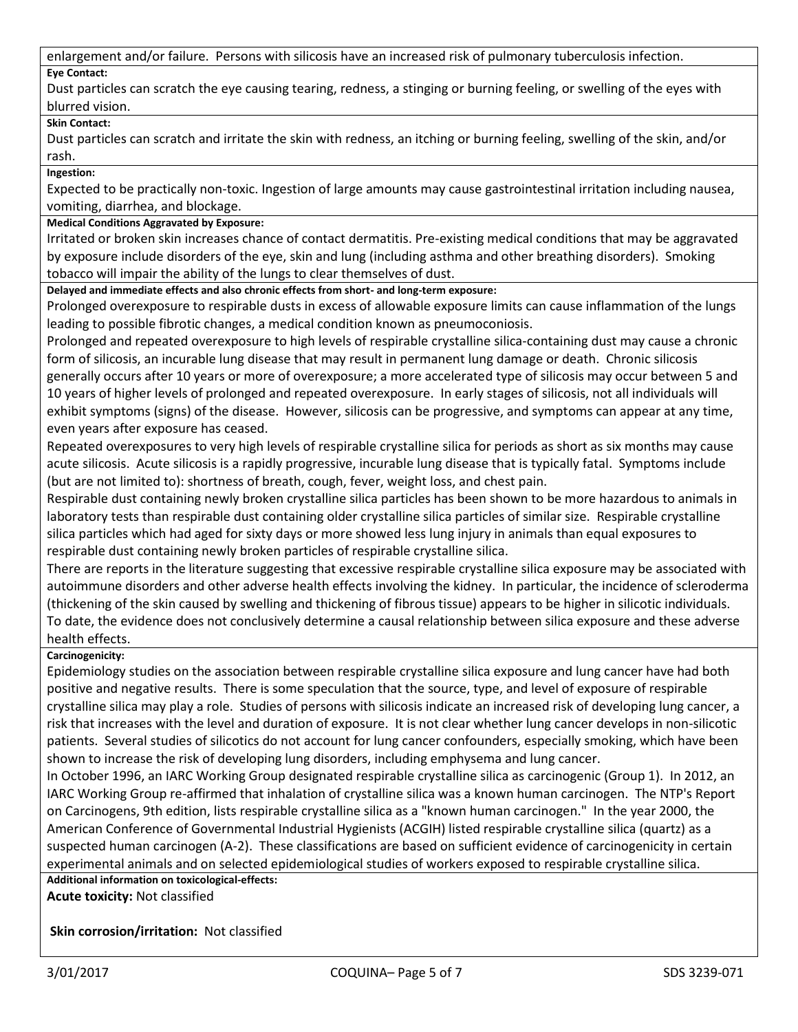enlargement and/or failure. Persons with silicosis have an increased risk of pulmonary tuberculosis infection.

**Eye Contact:**

Dust particles can scratch the eye causing tearing, redness, a stinging or burning feeling, or swelling of the eyes with blurred vision.

**Skin Contact:**

Dust particles can scratch and irritate the skin with redness, an itching or burning feeling, swelling of the skin, and/or rash.

**Ingestion:**

Expected to be practically non-toxic. Ingestion of large amounts may cause gastrointestinal irritation including nausea, vomiting, diarrhea, and blockage.

**Medical Conditions Aggravated by Exposure:**

Irritated or broken skin increases chance of contact dermatitis. Pre-existing medical conditions that may be aggravated by exposure include disorders of the eye, skin and lung (including asthma and other breathing disorders). Smoking tobacco will impair the ability of the lungs to clear themselves of dust.

**Delayed and immediate effects and also chronic effects from short- and long-term exposure:**

Prolonged overexposure to respirable dusts in excess of allowable exposure limits can cause inflammation of the lungs leading to possible fibrotic changes, a medical condition known as pneumoconiosis.

Prolonged and repeated overexposure to high levels of respirable crystalline silica-containing dust may cause a chronic form of silicosis, an incurable lung disease that may result in permanent lung damage or death. Chronic silicosis generally occurs after 10 years or more of overexposure; a more accelerated type of silicosis may occur between 5 and 10 years of higher levels of prolonged and repeated overexposure. In early stages of silicosis, not all individuals will exhibit symptoms (signs) of the disease. However, silicosis can be progressive, and symptoms can appear at any time, even years after exposure has ceased.

Repeated overexposures to very high levels of respirable crystalline silica for periods as short as six months may cause acute silicosis. Acute silicosis is a rapidly progressive, incurable lung disease that is typically fatal. Symptoms include (but are not limited to): shortness of breath, cough, fever, weight loss, and chest pain.

Respirable dust containing newly broken crystalline silica particles has been shown to be more hazardous to animals in laboratory tests than respirable dust containing older crystalline silica particles of similar size. Respirable crystalline silica particles which had aged for sixty days or more showed less lung injury in animals than equal exposures to respirable dust containing newly broken particles of respirable crystalline silica.

There are reports in the literature suggesting that excessive respirable crystalline silica exposure may be associated with autoimmune disorders and other adverse health effects involving the kidney. In particular, the incidence of scleroderma (thickening of the skin caused by swelling and thickening of fibrous tissue) appears to be higher in silicotic individuals. To date, the evidence does not conclusively determine a causal relationship between silica exposure and these adverse health effects.

**Carcinogenicity:**

Epidemiology studies on the association between respirable crystalline silica exposure and lung cancer have had both positive and negative results. There is some speculation that the source, type, and level of exposure of respirable crystalline silica may play a role. Studies of persons with silicosis indicate an increased risk of developing lung cancer, a risk that increases with the level and duration of exposure. It is not clear whether lung cancer develops in non-silicotic patients. Several studies of silicotics do not account for lung cancer confounders, especially smoking, which have been shown to increase the risk of developing lung disorders, including emphysema and lung cancer.

In October 1996, an IARC Working Group designated respirable crystalline silica as carcinogenic (Group 1). In 2012, an IARC Working Group re-affirmed that inhalation of crystalline silica was a known human carcinogen. The NTP's Report on Carcinogens, 9th edition, lists respirable crystalline silica as a "known human carcinogen." In the year 2000, the American Conference of Governmental Industrial Hygienists (ACGIH) listed respirable crystalline silica (quartz) as a suspected human carcinogen (A-2). These classifications are based on sufficient evidence of carcinogenicity in certain experimental animals and on selected epidemiological studies of workers exposed to respirable crystalline silica.

**Additional information on toxicological-effects:**

**Acute toxicity:** Not classified

**Skin corrosion/irritation:** Not classified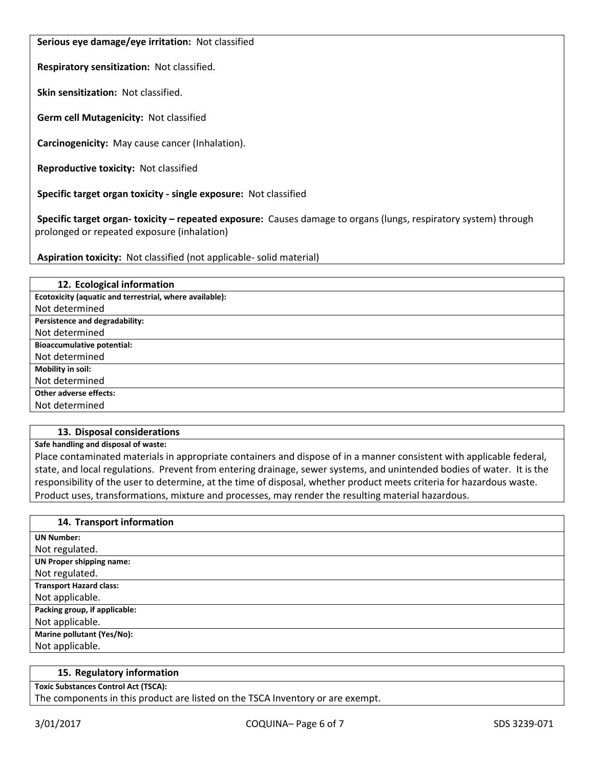**Serious eye damage/eye irritation:** Not classified

**Respiratory sensitization:** Not classified.

**Skin sensitization:** Not classified.

**Germ cell Mutagenicity:** Not classified

**Carcinogenicity:** May cause cancer (Inhalation).

**Reproductive toxicity:** Not classified

**Specific target organ toxicity - single exposure:** Not classified

**Specific target organ- toxicity – repeated exposure:** Causes damage to organs (lungs, respiratory system) through prolonged or repeated exposure (inhalation)

**Aspiration toxicity:** Not classified (not applicable- solid material)

## 12. Ecological information

**Ecotoxicity (aquatic and terrestrial, where available):**
Not determined

**Persistence and degradability:**
Not determined

**Bioaccumulative potential:**
Not determined

**Mobility in soil:**
Not determined

**Other adverse effects:**
Not determined

## 13. Disposal considerations

**Safe handling and disposal of waste:**
Place contaminated materials in appropriate containers and dispose of in a manner consistent with applicable federal, state, and local regulations. Prevent from entering drainage, sewer systems, and unintended bodies of water. It is the responsibility of the user to determine, at the time of disposal, whether product meets criteria for hazardous waste. Product uses, transformations, mixture and processes, may render the resulting material hazardous.

## 14. Transport information

**UN Number:**
Not regulated.

**UN Proper shipping name:**
Not regulated.

**Transport Hazard class:**
Not applicable.

**Packing group, if applicable:**
Not applicable.

**Marine pollutant (Yes/No):**
Not applicable.

## 15. Regulatory information

**Toxic Substances Control Act (TSCA):**
The components in this product are listed on the TSCA Inventory or are exempt.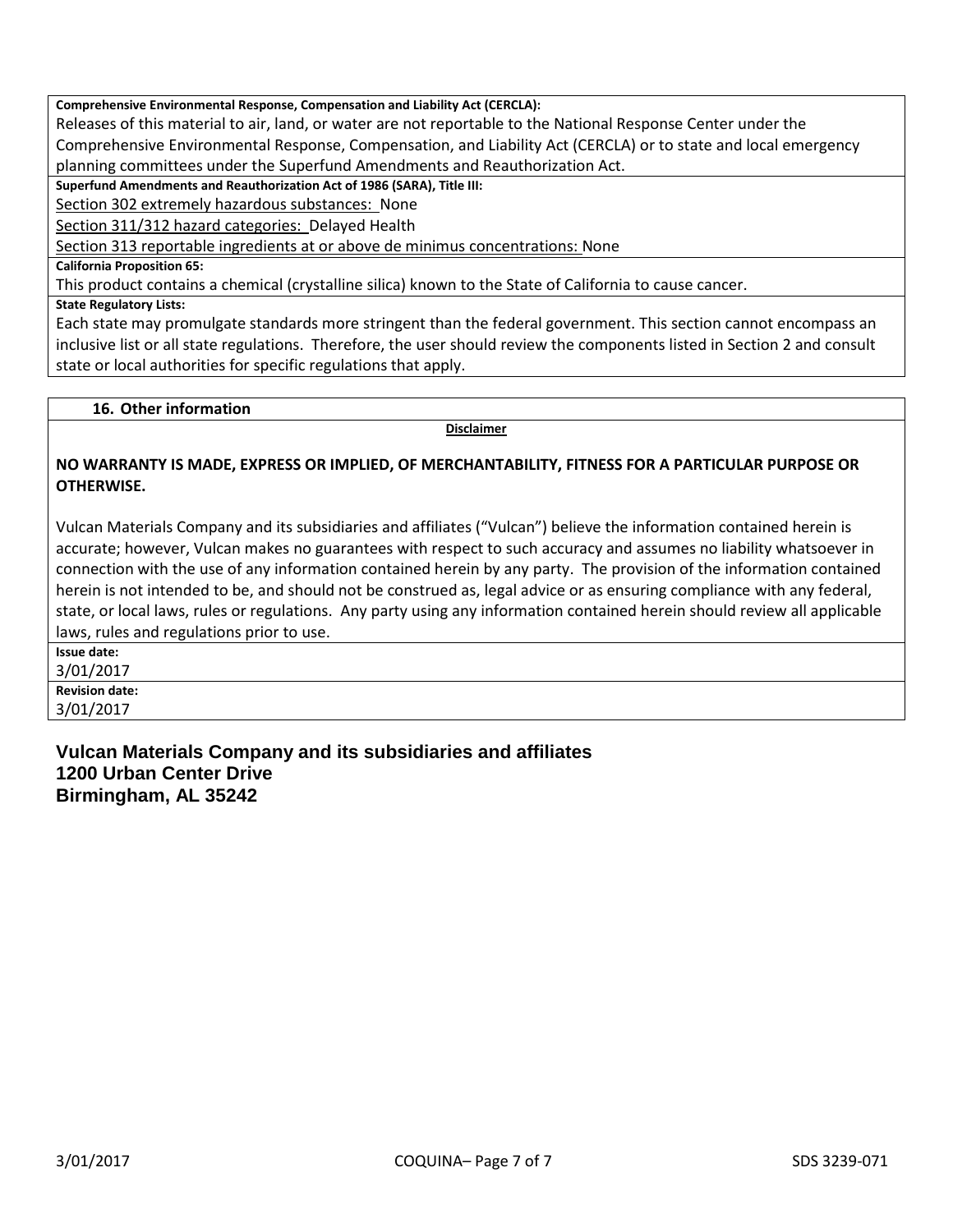**Comprehensive Environmental Response, Compensation and Liability Act (CERCLA):**

Releases of this material to air, land, or water are not reportable to the National Response Center under the Comprehensive Environmental Response, Compensation, and Liability Act (CERCLA) or to state and local emergency planning committees under the Superfund Amendments and Reauthorization Act.

**Superfund Amendments and Reauthorization Act of 1986 (SARA), Title III:**

Section 302 extremely hazardous substances: None

Section 311/312 hazard categories: Delayed Health

Section 313 reportable ingredients at or above de minimus concentrations: None

**California Proposition 65:**

This product contains a chemical (crystalline silica) known to the State of California to cause cancer.

**State Regulatory Lists:**

Each state may promulgate standards more stringent than the federal government. This section cannot encompass an inclusive list or all state regulations. Therefore, the user should review the components listed in Section 2 and consult state or local authorities for specific regulations that apply.

## 16. Other information

**Disclaimer**

**NO WARRANTY IS MADE, EXPRESS OR IMPLIED, OF MERCHANTABILITY, FITNESS FOR A PARTICULAR PURPOSE OR OTHERWISE.**

Vulcan Materials Company and its subsidiaries and affiliates ("Vulcan") believe the information contained herein is accurate; however, Vulcan makes no guarantees with respect to such accuracy and assumes no liability whatsoever in connection with the use of any information contained herein by any party. The provision of the information contained herein is not intended to be, and should not be construed as, legal advice or as ensuring compliance with any federal, state, or local laws, rules or regulations. Any party using any information contained herein should review all applicable laws, rules and regulations prior to use.

**Issue date:**

3/01/2017

**Revision date:**

3/01/2017

**Vulcan Materials Company and its subsidiaries and affiliates**
**1200 Urban Center Drive**
**Birmingham, AL 35242**